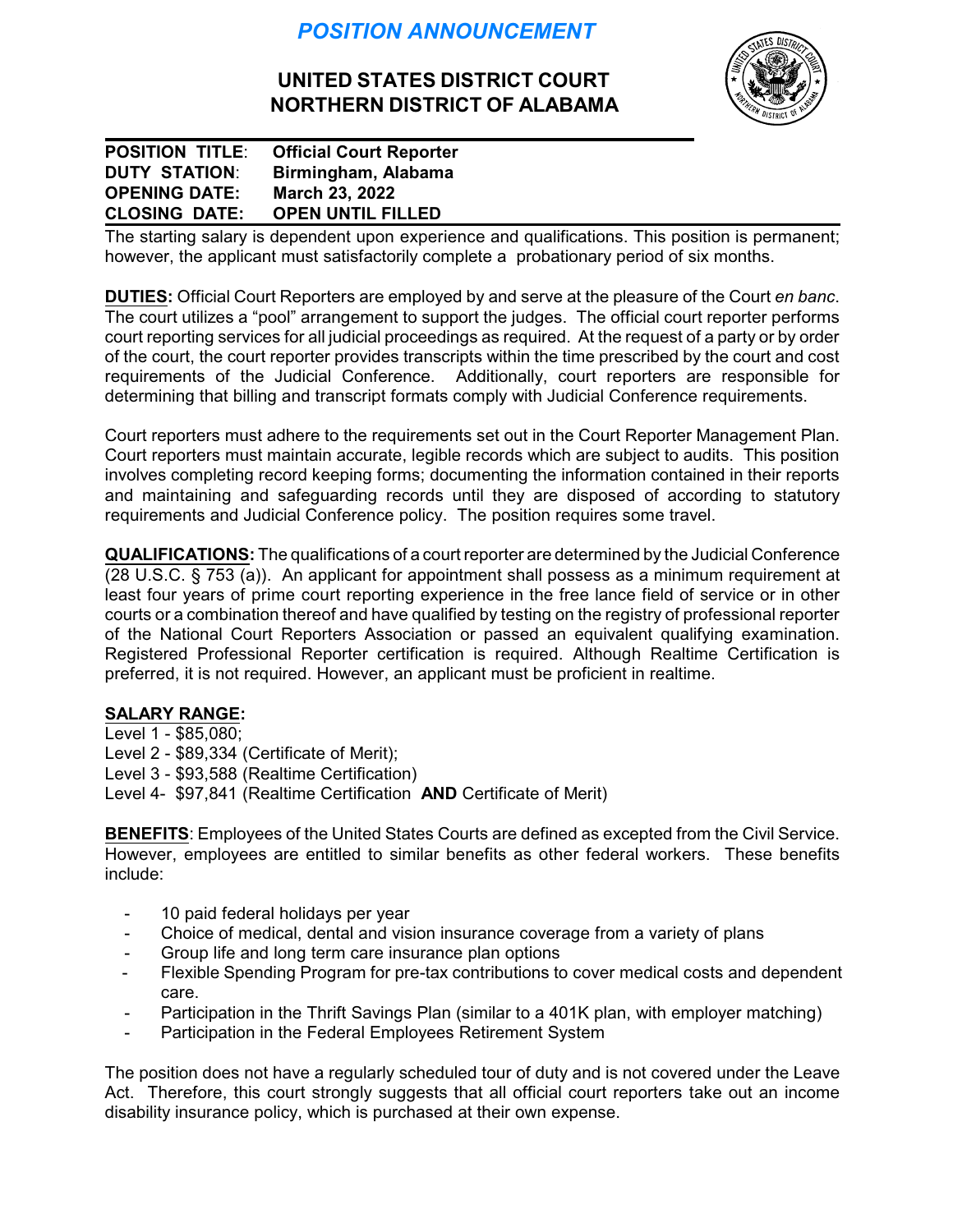# *POSITION ANNOUNCEMENT*

## UNITED STATES DISTRICT COURT
## NORTHERN DISTRICT OF ALABAMA

**POSITION TITLE**: **Official Court Reporter**
**DUTY STATION**: **Birmingham, Alabama**
**OPENING DATE: March 23, 2022**
**CLOSING DATE: OPEN UNTIL FILLED**

The starting salary is dependent upon experience and qualifications. This position is permanent; however, the applicant must satisfactorily complete a probationary period of six months.

**DUTIES:** Official Court Reporters are employed by and serve at the pleasure of the Court *en banc*. The court utilizes a "pool" arrangement to support the judges. The official court reporter performs court reporting services for all judicial proceedings as required. At the request of a party or by order of the court, the court reporter provides transcripts within the time prescribed by the court and cost requirements of the Judicial Conference. Additionally, court reporters are responsible for determining that billing and transcript formats comply with Judicial Conference requirements.

Court reporters must adhere to the requirements set out in the Court Reporter Management Plan. Court reporters must maintain accurate, legible records which are subject to audits. This position involves completing record keeping forms; documenting the information contained in their reports and maintaining and safeguarding records until they are disposed of according to statutory requirements and Judicial Conference policy. The position requires some travel.

**QUALIFICATIONS:** The qualifications of a court reporter are determined by the Judicial Conference (28 U.S.C. § 753 (a)). An applicant for appointment shall possess as a minimum requirement at least four years of prime court reporting experience in the free lance field of service or in other courts or a combination thereof and have qualified by testing on the registry of professional reporter of the National Court Reporters Association or passed an equivalent qualifying examination. Registered Professional Reporter certification is required. Although Realtime Certification is preferred, it is not required. However, an applicant must be proficient in realtime.

**SALARY RANGE:**
Level 1 - $85,080;
Level 2 - $89,334 (Certificate of Merit);
Level 3 - $93,588 (Realtime Certification)
Level 4- $97,841 (Realtime Certification **AND** Certificate of Merit)

**BENEFITS**: Employees of the United States Courts are defined as excepted from the Civil Service. However, employees are entitled to similar benefits as other federal workers. These benefits include:

- 10 paid federal holidays per year
- Choice of medical, dental and vision insurance coverage from a variety of plans
- Group life and long term care insurance plan options
- Flexible Spending Program for pre-tax contributions to cover medical costs and dependent care.
- Participation in the Thrift Savings Plan (similar to a 401K plan, with employer matching)
- Participation in the Federal Employees Retirement System

The position does not have a regularly scheduled tour of duty and is not covered under the Leave Act. Therefore, this court strongly suggests that all official court reporters take out an income disability insurance policy, which is purchased at their own expense.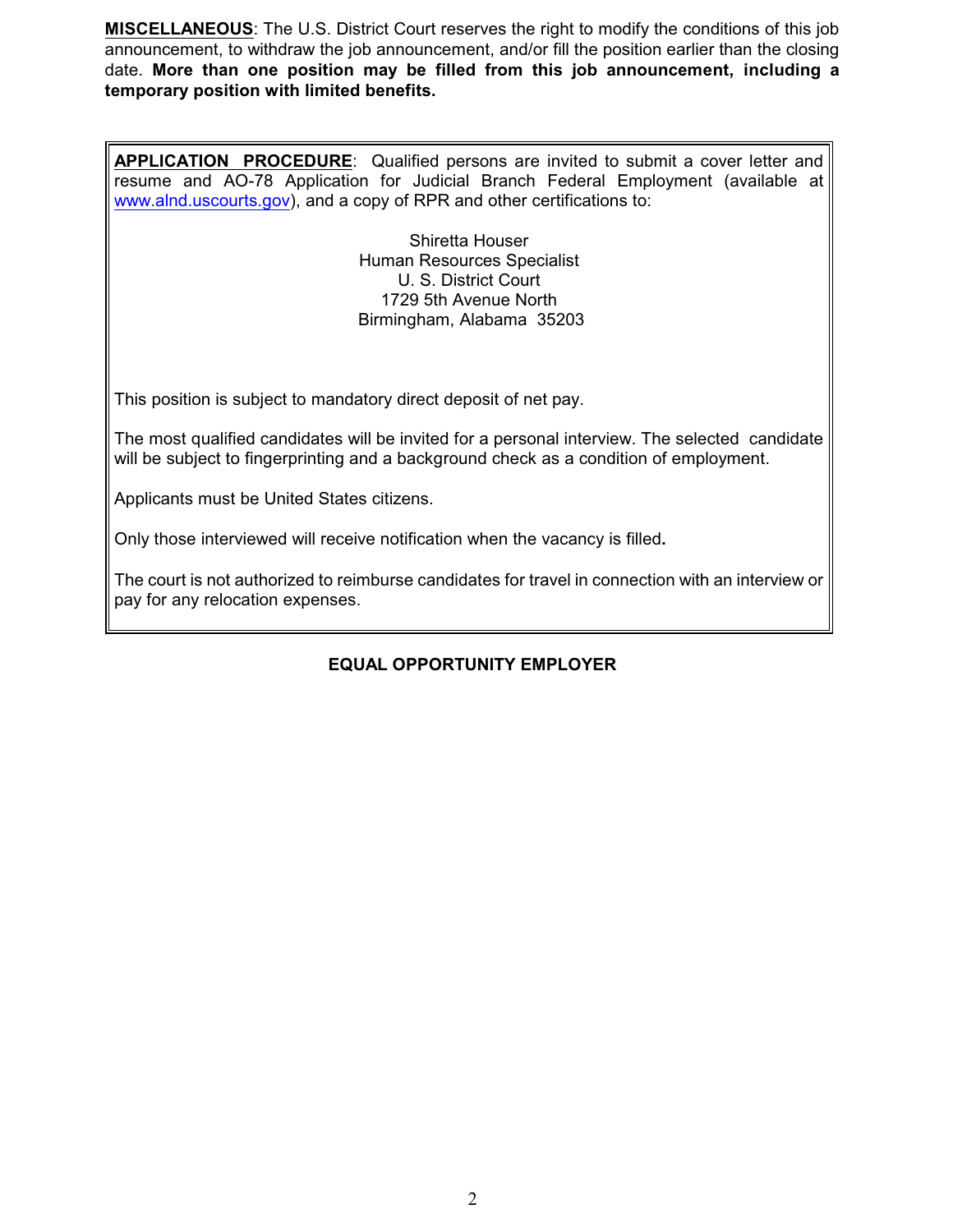**MISCELLANEOUS**: The U.S. District Court reserves the right to modify the conditions of this job announcement, to withdraw the job announcement, and/or fill the position earlier than the closing date. **More than one position may be filled from this job announcement, including a temporary position with limited benefits.**

**APPLICATION PROCEDURE**: Qualified persons are invited to submit a cover letter and resume and AO-78 Application for Judicial Branch Federal Employment (available at www.alnd.uscourts.gov), and a copy of RPR and other certifications to:

Shiretta Houser
Human Resources Specialist
U. S. District Court
1729 5th Avenue North
Birmingham, Alabama 35203

This position is subject to mandatory direct deposit of net pay.

The most qualified candidates will be invited for a personal interview. The selected candidate will be subject to fingerprinting and a background check as a condition of employment.

Applicants must be United States citizens.

Only those interviewed will receive notification when the vacancy is filled.

The court is not authorized to reimburse candidates for travel in connection with an interview or pay for any relocation expenses.

**EQUAL OPPORTUNITY EMPLOYER**